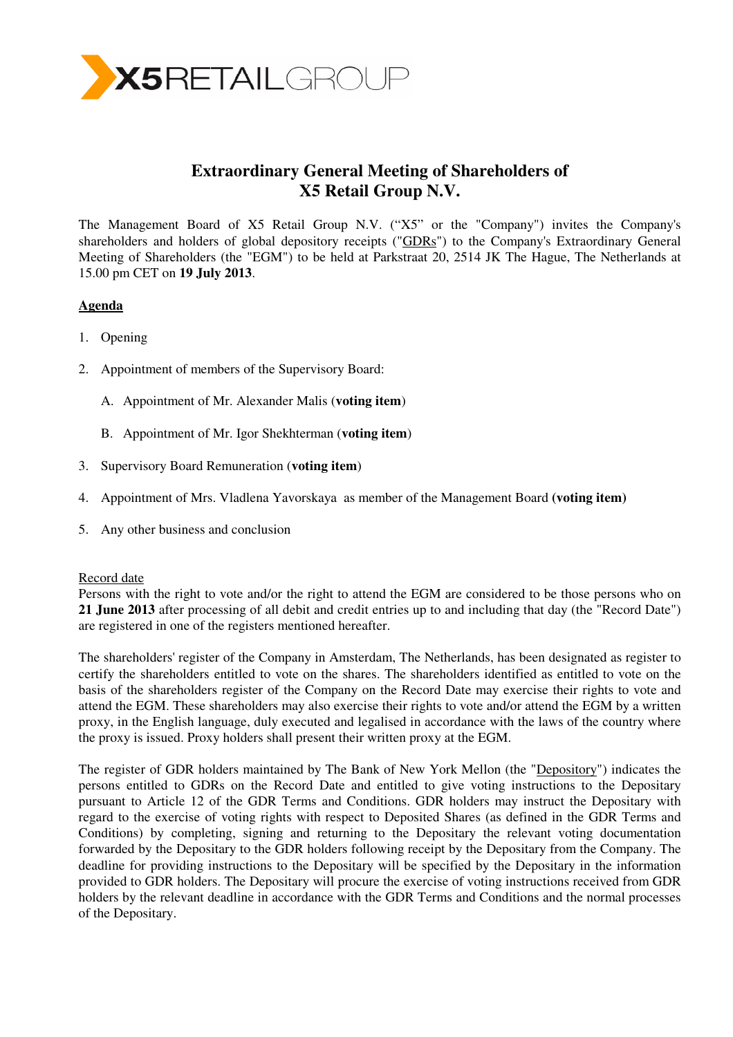# Extraordinary General Meeting of Shareholders of X5 Retail Group N.V.

The Management Board of X5 Retail Group N.V. ("X5" or the "Company") invites the Company's shareholders and holders of global depository receipts ("GDRs") to the Company's Extraordinary General Meeting of Shareholders (the "EGM") to be held at Parkstraat 20, 2514 JK The Hague, The Netherlands at 15.00 pm CET on **19 July 2013**.

## Agenda

1. Opening
2. Appointment of members of the Supervisory Board:
   A. Appointment of Mr. Alexander Malis (**voting item**)
   B. Appointment of Mr. Igor Shekhterman (**voting item**)
3. Supervisory Board Remuneration (**voting item**)
4. Appointment of Mrs. Vladlena Yavorskaya as member of the Management Board (**voting item**)
5. Any other business and conclusion

Record date

Persons with the right to vote and/or the right to attend the EGM are considered to be those persons who on **21 June 2013** after processing of all debit and credit entries up to and including that day (the "Record Date") are registered in one of the registers mentioned hereafter.

The shareholders' register of the Company in Amsterdam, The Netherlands, has been designated as register to certify the shareholders entitled to vote on the shares. The shareholders identified as entitled to vote on the basis of the shareholders register of the Company on the Record Date may exercise their rights to vote and attend the EGM. These shareholders may also exercise their rights to vote and/or attend the EGM by a written proxy, in the English language, duly executed and legalised in accordance with the laws of the country where the proxy is issued. Proxy holders shall present their written proxy at the EGM.

The register of GDR holders maintained by The Bank of New York Mellon (the "Depository") indicates the persons entitled to GDRs on the Record Date and entitled to give voting instructions to the Depositary pursuant to Article 12 of the GDR Terms and Conditions. GDR holders may instruct the Depositary with regard to the exercise of voting rights with respect to Deposited Shares (as defined in the GDR Terms and Conditions) by completing, signing and returning to the Depositary the relevant voting documentation forwarded by the Depositary to the GDR holders following receipt by the Depositary from the Company. The deadline for providing instructions to the Depositary will be specified by the Depositary in the information provided to GDR holders. The Depositary will procure the exercise of voting instructions received from GDR holders by the relevant deadline in accordance with the GDR Terms and Conditions and the normal processes of the Depositary.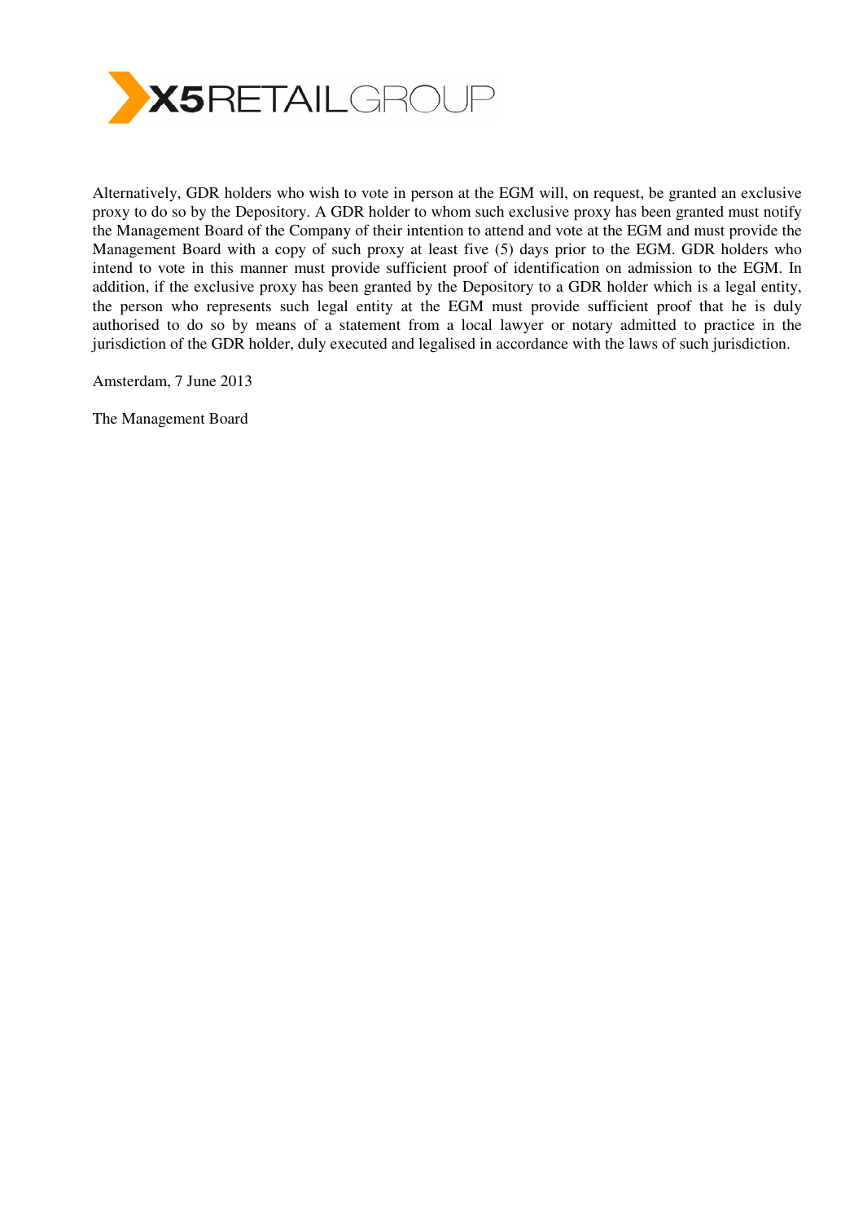Alternatively, GDR holders who wish to vote in person at the EGM will, on request, be granted an exclusive proxy to do so by the Depository. A GDR holder to whom such exclusive proxy has been granted must notify the Management Board of the Company of their intention to attend and vote at the EGM and must provide the Management Board with a copy of such proxy at least five (5) days prior to the EGM. GDR holders who intend to vote in this manner must provide sufficient proof of identification on admission to the EGM. In addition, if the exclusive proxy has been granted by the Depository to a GDR holder which is a legal entity, the person who represents such legal entity at the EGM must provide sufficient proof that he is duly authorised to do so by means of a statement from a local lawyer or notary admitted to practice in the jurisdiction of the GDR holder, duly executed and legalised in accordance with the laws of such jurisdiction.

Amsterdam, 7 June 2013

The Management Board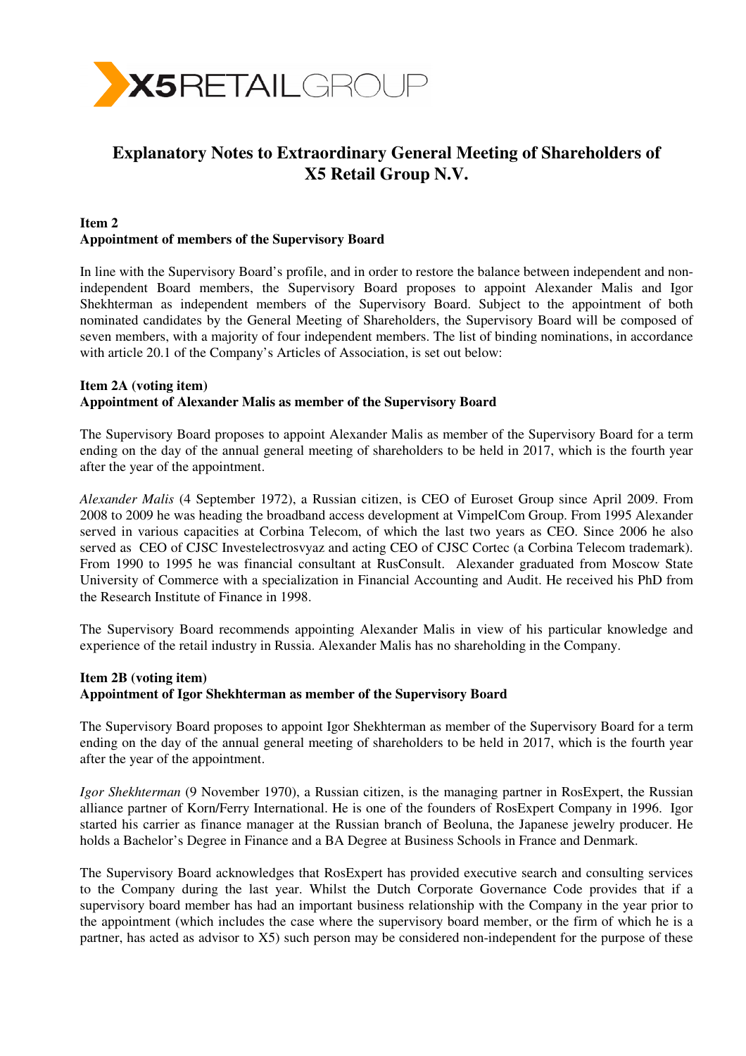# Explanatory Notes to Extraordinary General Meeting of Shareholders of X5 Retail Group N.V.

**Item 2**
**Appointment of members of the Supervisory Board**

In line with the Supervisory Board's profile, and in order to restore the balance between independent and non-independent Board members, the Supervisory Board proposes to appoint Alexander Malis and Igor Shekhterman as independent members of the Supervisory Board. Subject to the appointment of both nominated candidates by the General Meeting of Shareholders, the Supervisory Board will be composed of seven members, with a majority of four independent members. The list of binding nominations, in accordance with article 20.1 of the Company's Articles of Association, is set out below:

**Item 2A (voting item)**
**Appointment of Alexander Malis as member of the Supervisory Board**

The Supervisory Board proposes to appoint Alexander Malis as member of the Supervisory Board for a term ending on the day of the annual general meeting of shareholders to be held in 2017, which is the fourth year after the year of the appointment.

*Alexander Malis* (4 September 1972), a Russian citizen, is CEO of Euroset Group since April 2009. From 2008 to 2009 he was heading the broadband access development at VimpelCom Group. From 1995 Alexander served in various capacities at Corbina Telecom, of which the last two years as CEO. Since 2006 he also served as CEO of CJSC Investelectrosvyaz and acting CEO of CJSC Cortec (a Corbina Telecom trademark). From 1990 to 1995 he was financial consultant at RusConsult. Alexander graduated from Moscow State University of Commerce with a specialization in Financial Accounting and Audit. He received his PhD from the Research Institute of Finance in 1998.

The Supervisory Board recommends appointing Alexander Malis in view of his particular knowledge and experience of the retail industry in Russia. Alexander Malis has no shareholding in the Company.

**Item 2B (voting item)**
**Appointment of Igor Shekhterman as member of the Supervisory Board**

The Supervisory Board proposes to appoint Igor Shekhterman as member of the Supervisory Board for a term ending on the day of the annual general meeting of shareholders to be held in 2017, which is the fourth year after the year of the appointment.

*Igor Shekhterman* (9 November 1970), a Russian citizen, is the managing partner in RosExpert, the Russian alliance partner of Korn/Ferry International. He is one of the founders of RosExpert Company in 1996. Igor started his carrier as finance manager at the Russian branch of Beoluna, the Japanese jewelry producer. He holds a Bachelor's Degree in Finance and a BA Degree at Business Schools in France and Denmark.

The Supervisory Board acknowledges that RosExpert has provided executive search and consulting services to the Company during the last year. Whilst the Dutch Corporate Governance Code provides that if a supervisory board member has had an important business relationship with the Company in the year prior to the appointment (which includes the case where the supervisory board member, or the firm of which he is a partner, has acted as advisor to X5) such person may be considered non-independent for the purpose of these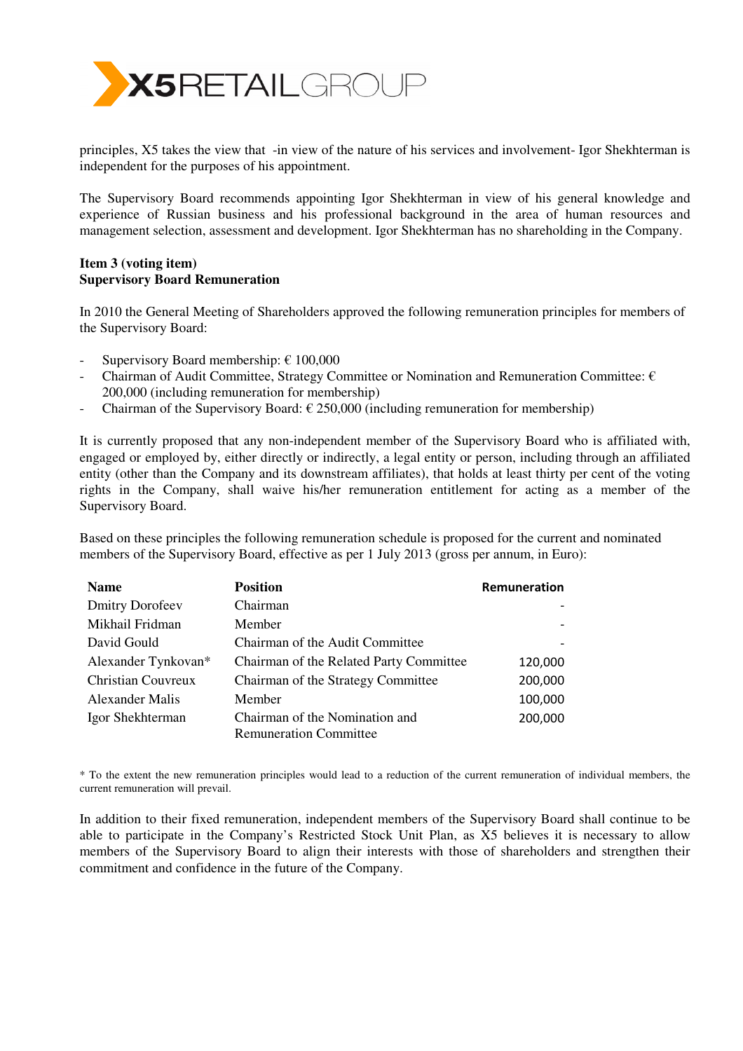principles, X5 takes the view that -in view of the nature of his services and involvement- Igor Shekhterman is independent for the purposes of his appointment.

The Supervisory Board recommends appointing Igor Shekhterman in view of his general knowledge and experience of Russian business and his professional background in the area of human resources and management selection, assessment and development. Igor Shekhterman has no shareholding in the Company.

**Item 3 (voting item)**
**Supervisory Board Remuneration**

In 2010 the General Meeting of Shareholders approved the following remuneration principles for members of the Supervisory Board:

- Supervisory Board membership: € 100,000
- Chairman of Audit Committee, Strategy Committee or Nomination and Remuneration Committee: € 200,000 (including remuneration for membership)
- Chairman of the Supervisory Board: € 250,000 (including remuneration for membership)

It is currently proposed that any non-independent member of the Supervisory Board who is affiliated with, engaged or employed by, either directly or indirectly, a legal entity or person, including through an affiliated entity (other than the Company and its downstream affiliates), that holds at least thirty per cent of the voting rights in the Company, shall waive his/her remuneration entitlement for acting as a member of the Supervisory Board.

Based on these principles the following remuneration schedule is proposed for the current and nominated members of the Supervisory Board, effective as per 1 July 2013 (gross per annum, in Euro):

| Name | Position | Remuneration |
|---|---|---|
| Dmitry Dorofeev | Chairman | - |
| Mikhail Fridman | Member | - |
| David Gould | Chairman of the Audit Committee | - |
| Alexander Tynkovan* | Chairman of the Related Party Committee | 120,000 |
| Christian Couvreux | Chairman of the Strategy Committee | 200,000 |
| Alexander Malis | Member | 100,000 |
| Igor Shekhterman | Chairman of the Nomination and Remuneration Committee | 200,000 |

* To the extent the new remuneration principles would lead to a reduction of the current remuneration of individual members, the current remuneration will prevail.

In addition to their fixed remuneration, independent members of the Supervisory Board shall continue to be able to participate in the Company's Restricted Stock Unit Plan, as X5 believes it is necessary to allow members of the Supervisory Board to align their interests with those of shareholders and strengthen their commitment and confidence in the future of the Company.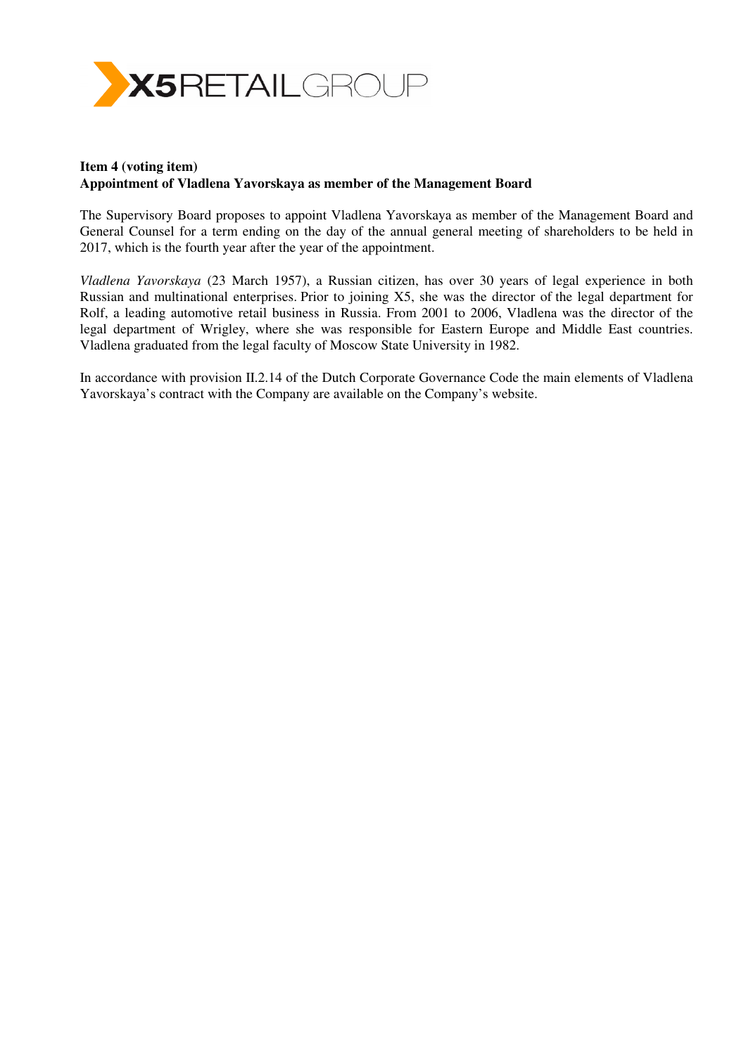**Item 4 (voting item)**
**Appointment of Vladlena Yavorskaya as member of the Management Board**

The Supervisory Board proposes to appoint Vladlena Yavorskaya as member of the Management Board and General Counsel for a term ending on the day of the annual general meeting of shareholders to be held in 2017, which is the fourth year after the year of the appointment.

*Vladlena Yavorskaya* (23 March 1957), a Russian citizen, has over 30 years of legal experience in both Russian and multinational enterprises. Prior to joining X5, she was the director of the legal department for Rolf, a leading automotive retail business in Russia. From 2001 to 2006, Vladlena was the director of the legal department of Wrigley, where she was responsible for Eastern Europe and Middle East countries. Vladlena graduated from the legal faculty of Moscow State University in 1982.

In accordance with provision II.2.14 of the Dutch Corporate Governance Code the main elements of Vladlena Yavorskaya's contract with the Company are available on the Company's website.